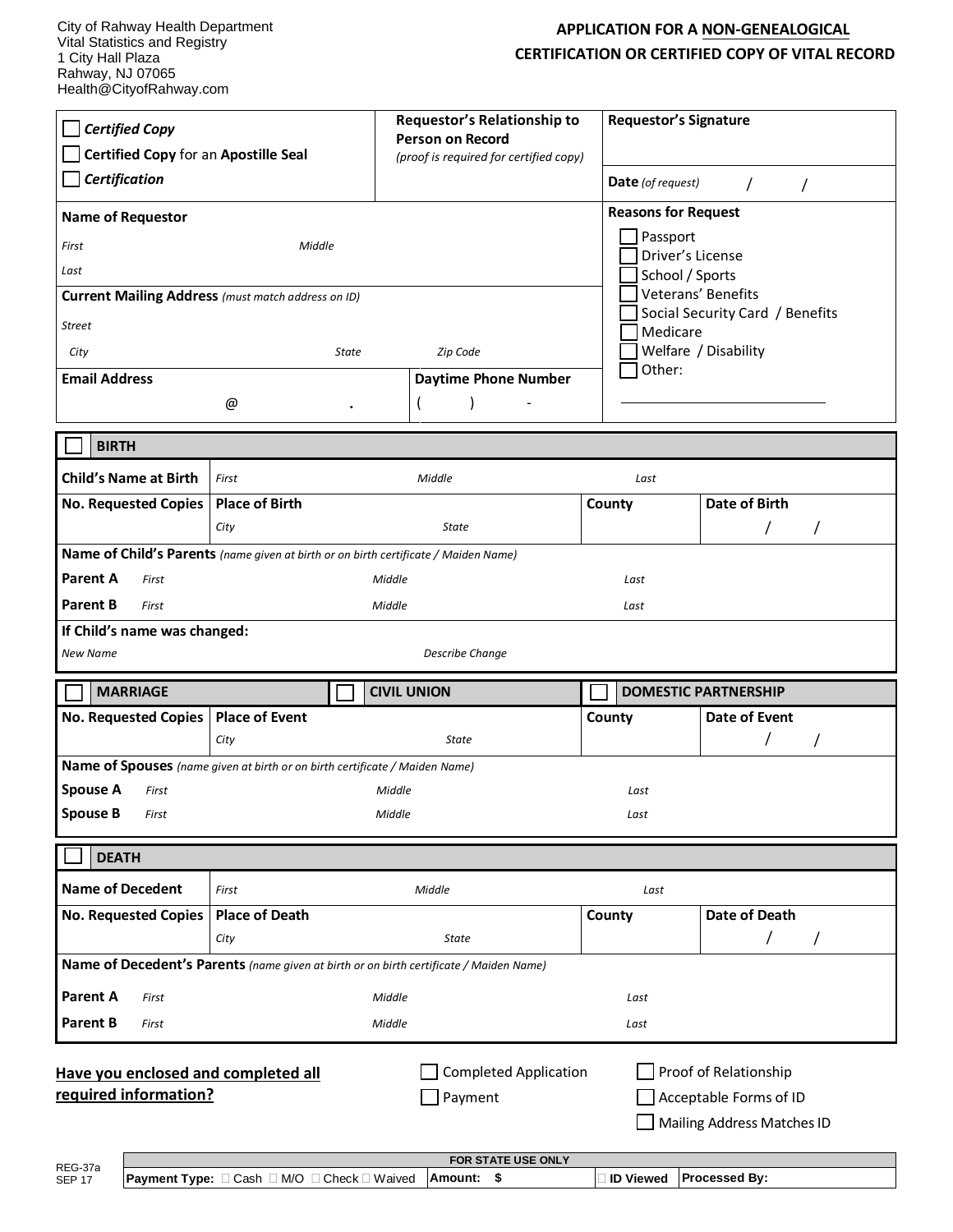City of Rahway Health Department
Vital Statistics and Registry
1 City Hall Plaza
Rahway, NJ 07065
Health@CityofRahway.com

## APPLICATION FOR A NON-GENEALOGICAL CERTIFICATION OR CERTIFIED COPY OF VITAL RECORD

| | | |
|---|---|---|
| ☐ ***Certified Copy*** <br> ☐ **Certified Copy** for an **Apostille Seal** <br> ☐ ***Certification*** | **Requestor's Relationship to Person on Record** *(proof is required for certified copy)* | **Requestor's Signature** <br><br> **Date** *(of request)* / / |
| **Name of Requestor** <br> *First* *Middle* <br> *Last* <br> **Current Mailing Address** *(must match address on ID)* <br> *Street* <br> *City* *State* *Zip Code* | | **Reasons for Request** <br> ☐ Passport <br> ☐ Driver's License <br> ☐ School / Sports <br> ☐ Veterans' Benefits <br> ☐ Social Security Card / Benefits <br> ☐ Medicare <br> ☐ Welfare / Disability <br> ☐ Other: ____________ |
| **Email Address** <br> @ . | **Daytime Phone Number** <br> ( ) - | |

### ☐ BIRTH

| | | | |
|---|---|---|---|
| **Child's Name at Birth** | *First* *Middle* *Last* | | |
| **No. Requested Copies** | **Place of Birth** <br> *City* *State* | **County** | **Date of Birth** <br> / / |
| **Name of Child's Parents** *(name given at birth or on birth certificate / Maiden Name)* | | | |
| **Parent A** | *First* *Middle* *Last* | | |
| **Parent B** | *First* *Middle* *Last* | | |
| **If Child's name was changed:** | | | |
| *New Name* | *Describe Change* | | |

### ☐ MARRIAGE ☐ CIVIL UNION ☐ DOMESTIC PARTNERSHIP

| | | | |
|---|---|---|---|
| **No. Requested Copies** | **Place of Event** <br> *City* *State* | **County** | **Date of Event** <br> / / |
| **Name of Spouses** *(name given at birth or on birth certificate / Maiden Name)* | | | |
| **Spouse A** | *First* *Middle* *Last* | | |
| **Spouse B** | *First* *Middle* *Last* | | |

### ☐ DEATH

| | | | |
|---|---|---|---|
| **Name of Decedent** | *First* *Middle* *Last* | | |
| **No. Requested Copies** | **Place of Death** <br> *City* *State* | **County** | **Date of Death** <br> / / |
| **Name of Decedent's Parents** *(name given at birth or on birth certificate / Maiden Name)* | | | |
| **Parent A** | *First* *Middle* *Last* | | |
| **Parent B** | *First* *Middle* *Last* | | |

**Have you enclosed and completed all required information?**

☐ Completed Application ☐ Proof of Relationship
☐ Payment ☐ Acceptable Forms of ID
☐ Mailing Address Matches ID

| FOR STATE USE ONLY | | | |
|---|---|---|---|
| **Payment Type:** ☐ Cash ☐ M/O ☐ Check ☐ Waived | **Amount: $** | ☐ **ID Viewed** | **Processed By:** |

REG-37a
SEP 17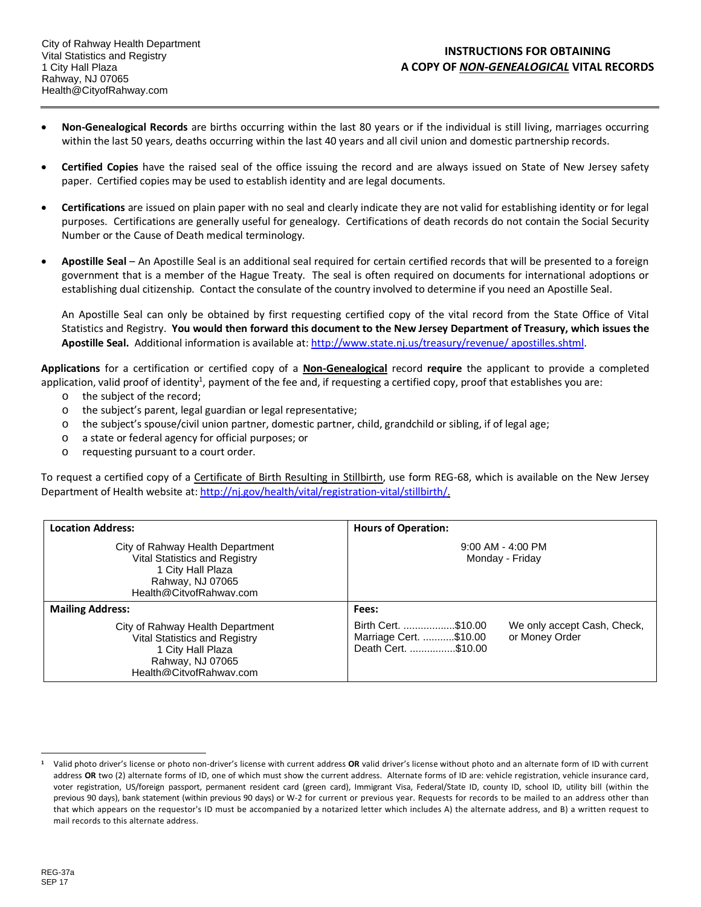City of Rahway Health Department
Vital Statistics and Registry
1 City Hall Plaza
Rahway, NJ 07065
Health@CityofRahway.com

# INSTRUCTIONS FOR OBTAINING A COPY OF *NON-GENEALOGICAL* VITAL RECORDS

- **Non-Genealogical Records** are births occurring within the last 80 years or if the individual is still living, marriages occurring within the last 50 years, deaths occurring within the last 40 years and all civil union and domestic partnership records.

- **Certified Copies** have the raised seal of the office issuing the record and are always issued on State of New Jersey safety paper. Certified copies may be used to establish identity and are legal documents.

- **Certifications** are issued on plain paper with no seal and clearly indicate they are not valid for establishing identity or for legal purposes. Certifications are generally useful for genealogy. Certifications of death records do not contain the Social Security Number or the Cause of Death medical terminology.

- **Apostille Seal** – An Apostille Seal is an additional seal required for certain certified records that will be presented to a foreign government that is a member of the Hague Treaty. The seal is often required on documents for international adoptions or establishing dual citizenship. Contact the consulate of the country involved to determine if you need an Apostille Seal.

  An Apostille Seal can only be obtained by first requesting certified copy of the vital record from the State Office of Vital Statistics and Registry. **You would then forward this document to the New Jersey Department of Treasury, which issues the Apostille Seal.** Additional information is available at: http://www.state.nj.us/treasury/revenue/ apostilles.shtml.

**Applications** for a certification or certified copy of a **Non-Genealogical** record **require** the applicant to provide a completed application, valid proof of identity[1], payment of the fee and, if requesting a certified copy, proof that establishes you are:

- the subject of the record;
- the subject's parent, legal guardian or legal representative;
- the subject's spouse/civil union partner, domestic partner, child, grandchild or sibling, if of legal age;
- a state or federal agency for official purposes; or
- requesting pursuant to a court order.

To request a certified copy of a Certificate of Birth Resulting in Stillbirth, use form REG-68, which is available on the New Jersey Department of Health website at: http://nj.gov/health/vital/registration-vital/stillbirth/.

| **Location Address:** | **Hours of Operation:** |
|---|---|
| City of Rahway Health Department<br>Vital Statistics and Registry<br>1 City Hall Plaza<br>Rahway, NJ 07065<br>Health@CityofRahway.com | 9:00 AM - 4:00 PM<br>Monday - Friday |
| **Mailing Address:** | **Fees:** |
| City of Rahway Health Department<br>Vital Statistics and Registry<br>1 City Hall Plaza<br>Rahway, NJ 07065<br>Health@CityofRahway.com | Birth Cert. ..................$10.00<br>Marriage Cert. ...........$10.00<br>Death Cert. ................$10.00<br><br>We only accept Cash, Check, or Money Order |

[1] Valid photo driver's license or photo non-driver's license with current address **OR** valid driver's license without photo and an alternate form of ID with current address **OR** two (2) alternate forms of ID, one of which must show the current address. Alternate forms of ID are: vehicle registration, vehicle insurance card, voter registration, US/foreign passport, permanent resident card (green card), Immigrant Visa, Federal/State ID, county ID, school ID, utility bill (within the previous 90 days), bank statement (within previous 90 days) or W-2 for current or previous year. Requests for records to be mailed to an alternate address other than that which appears on the requestor's ID must be accompanied by a notarized letter which includes A) the alternate address, and B) a written request to mail records to this alternate address.

REG-37a
SEP 17